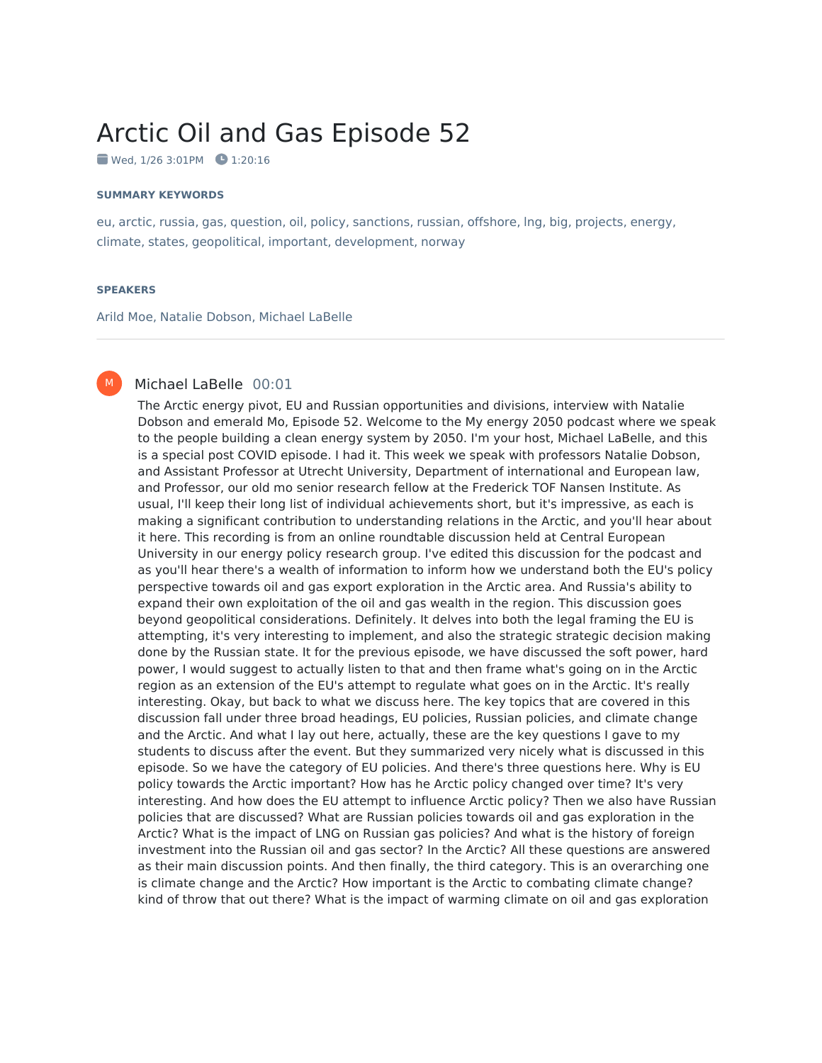# Arctic Oil and Gas Episode 52

Wed, 1/26 3:01PM  1:20:16

**SUMMARY KEYWORDS**

eu, arctic, russia, gas, question, oil, policy, sanctions, russian, offshore, lng, big, projects, energy, climate, states, geopolitical, important, development, norway

**SPEAKERS**

Arild Moe, Natalie Dobson, Michael LaBelle

---

**Michael LaBelle** 00:01

The Arctic energy pivot, EU and Russian opportunities and divisions, interview with Natalie Dobson and emerald Mo, Episode 52. Welcome to the My energy 2050 podcast where we speak to the people building a clean energy system by 2050. I'm your host, Michael LaBelle, and this is a special post COVID episode. I had it. This week we speak with professors Natalie Dobson, and Assistant Professor at Utrecht University, Department of international and European law, and Professor, our old mo senior research fellow at the Frederick TOF Nansen Institute. As usual, I'll keep their long list of individual achievements short, but it's impressive, as each is making a significant contribution to understanding relations in the Arctic, and you'll hear about it here. This recording is from an online roundtable discussion held at Central European University in our energy policy research group. I've edited this discussion for the podcast and as you'll hear there's a wealth of information to inform how we understand both the EU's policy perspective towards oil and gas export exploration in the Arctic area. And Russia's ability to expand their own exploitation of the oil and gas wealth in the region. This discussion goes beyond geopolitical considerations. Definitely. It delves into both the legal framing the EU is attempting, it's very interesting to implement, and also the strategic strategic decision making done by the Russian state. It for the previous episode, we have discussed the soft power, hard power, I would suggest to actually listen to that and then frame what's going on in the Arctic region as an extension of the EU's attempt to regulate what goes on in the Arctic. It's really interesting. Okay, but back to what we discuss here. The key topics that are covered in this discussion fall under three broad headings, EU policies, Russian policies, and climate change and the Arctic. And what I lay out here, actually, these are the key questions I gave to my students to discuss after the event. But they summarized very nicely what is discussed in this episode. So we have the category of EU policies. And there's three questions here. Why is EU policy towards the Arctic important? How has he Arctic policy changed over time? It's very interesting. And how does the EU attempt to influence Arctic policy? Then we also have Russian policies that are discussed? What are Russian policies towards oil and gas exploration in the Arctic? What is the impact of LNG on Russian gas policies? And what is the history of foreign investment into the Russian oil and gas sector? In the Arctic? All these questions are answered as their main discussion points. And then finally, the third category. This is an overarching one is climate change and the Arctic? How important is the Arctic to combating climate change? kind of throw that out there? What is the impact of warming climate on oil and gas exploration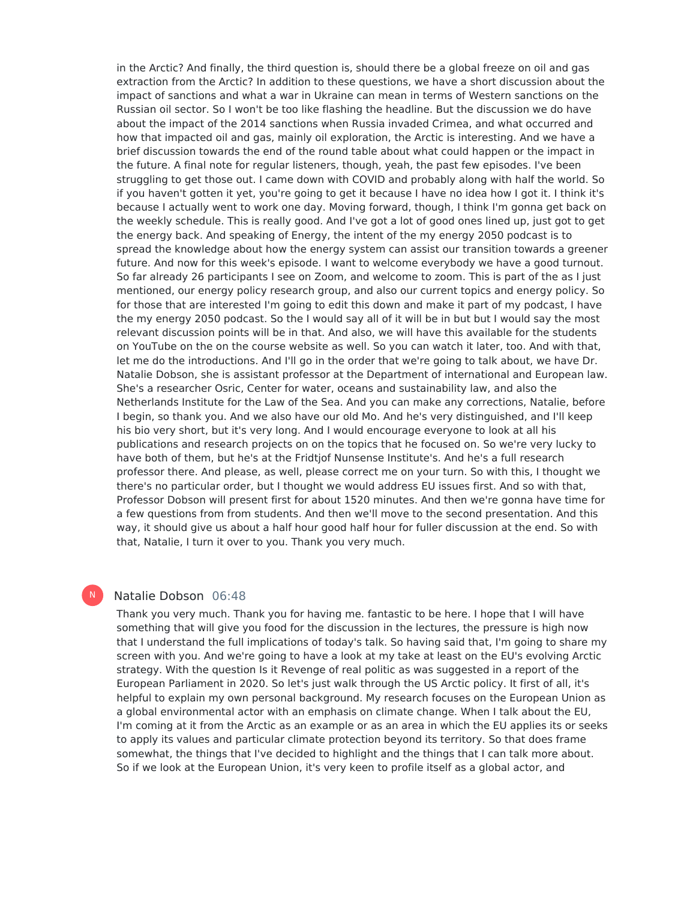in the Arctic? And finally, the third question is, should there be a global freeze on oil and gas extraction from the Arctic? In addition to these questions, we have a short discussion about the impact of sanctions and what a war in Ukraine can mean in terms of Western sanctions on the Russian oil sector. So I won't be too like flashing the headline. But the discussion we do have about the impact of the 2014 sanctions when Russia invaded Crimea, and what occurred and how that impacted oil and gas, mainly oil exploration, the Arctic is interesting. And we have a brief discussion towards the end of the round table about what could happen or the impact in the future. A final note for regular listeners, though, yeah, the past few episodes. I've been struggling to get those out. I came down with COVID and probably along with half the world. So if you haven't gotten it yet, you're going to get it because I have no idea how I got it. I think it's because I actually went to work one day. Moving forward, though, I think I'm gonna get back on the weekly schedule. This is really good. And I've got a lot of good ones lined up, just got to get the energy back. And speaking of Energy, the intent of the my energy 2050 podcast is to spread the knowledge about how the energy system can assist our transition towards a greener future. And now for this week's episode. I want to welcome everybody we have a good turnout. So far already 26 participants I see on Zoom, and welcome to zoom. This is part of the as I just mentioned, our energy policy research group, and also our current topics and energy policy. So for those that are interested I'm going to edit this down and make it part of my podcast, I have the my energy 2050 podcast. So the I would say all of it will be in but but I would say the most relevant discussion points will be in that. And also, we will have this available for the students on YouTube on the on the course website as well. So you can watch it later, too. And with that, let me do the introductions. And I'll go in the order that we're going to talk about, we have Dr. Natalie Dobson, she is assistant professor at the Department of international and European law. She's a researcher Osric, Center for water, oceans and sustainability law, and also the Netherlands Institute for the Law of the Sea. And you can make any corrections, Natalie, before I begin, so thank you. And we also have our old Mo. And he's very distinguished, and I'll keep his bio very short, but it's very long. And I would encourage everyone to look at all his publications and research projects on on the topics that he focused on. So we're very lucky to have both of them, but he's at the Fridtjof Nunsense Institute's. And he's a full research professor there. And please, as well, please correct me on your turn. So with this, I thought we there's no particular order, but I thought we would address EU issues first. And so with that, Professor Dobson will present first for about 1520 minutes. And then we're gonna have time for a few questions from from students. And then we'll move to the second presentation. And this way, it should give us about a half hour good half hour for fuller discussion at the end. So with that, Natalie, I turn it over to you. Thank you very much.

**Natalie Dobson** 06:48

Thank you very much. Thank you for having me. fantastic to be here. I hope that I will have something that will give you food for the discussion in the lectures, the pressure is high now that I understand the full implications of today's talk. So having said that, I'm going to share my screen with you. And we're going to have a look at my take at least on the EU's evolving Arctic strategy. With the question Is it Revenge of real politic as was suggested in a report of the European Parliament in 2020. So let's just walk through the US Arctic policy. It first of all, it's helpful to explain my own personal background. My research focuses on the European Union as a global environmental actor with an emphasis on climate change. When I talk about the EU, I'm coming at it from the Arctic as an example or as an area in which the EU applies its values and particular climate protection beyond its territory. So that does frame somewhat, the things that I've decided to highlight and the things that I can talk more about. So if we look at the European Union, it's very keen to profile itself as a global actor, and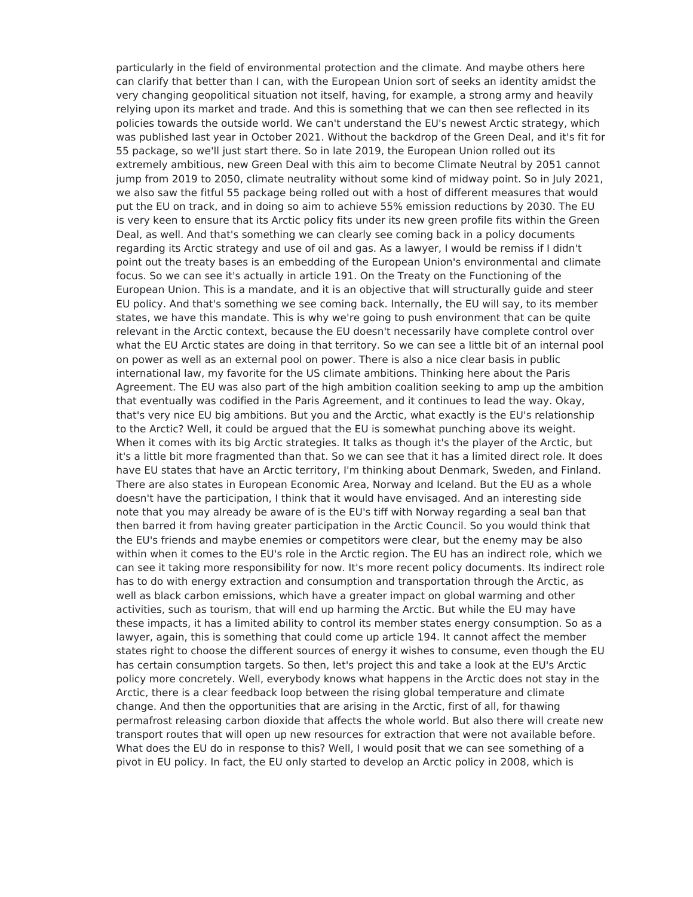particularly in the field of environmental protection and the climate. And maybe others here can clarify that better than I can, with the European Union sort of seeks an identity amidst the very changing geopolitical situation not itself, having, for example, a strong army and heavily relying upon its market and trade. And this is something that we can then see reflected in its policies towards the outside world. We can't understand the EU's newest Arctic strategy, which was published last year in October 2021. Without the backdrop of the Green Deal, and it's fit for 55 package, so we'll just start there. So in late 2019, the European Union rolled out its extremely ambitious, new Green Deal with this aim to become Climate Neutral by 2051 cannot jump from 2019 to 2050, climate neutrality without some kind of midway point. So in July 2021, we also saw the fitful 55 package being rolled out with a host of different measures that would put the EU on track, and in doing so aim to achieve 55% emission reductions by 2030. The EU is very keen to ensure that its Arctic policy fits under its new green profile fits within the Green Deal, as well. And that's something we can clearly see coming back in a policy documents regarding its Arctic strategy and use of oil and gas. As a lawyer, I would be remiss if I didn't point out the treaty bases is an embedding of the European Union's environmental and climate focus. So we can see it's actually in article 191. On the Treaty on the Functioning of the European Union. This is a mandate, and it is an objective that will structurally guide and steer EU policy. And that's something we see coming back. Internally, the EU will say, to its member states, we have this mandate. This is why we're going to push environment that can be quite relevant in the Arctic context, because the EU doesn't necessarily have complete control over what the EU Arctic states are doing in that territory. So we can see a little bit of an internal pool on power as well as an external pool on power. There is also a nice clear basis in public international law, my favorite for the US climate ambitions. Thinking here about the Paris Agreement. The EU was also part of the high ambition coalition seeking to amp up the ambition that eventually was codified in the Paris Agreement, and it continues to lead the way. Okay, that's very nice EU big ambitions. But you and the Arctic, what exactly is the EU's relationship to the Arctic? Well, it could be argued that the EU is somewhat punching above its weight. When it comes with its big Arctic strategies. It talks as though it's the player of the Arctic, but it's a little bit more fragmented than that. So we can see that it has a limited direct role. It does have EU states that have an Arctic territory, I'm thinking about Denmark, Sweden, and Finland. There are also states in European Economic Area, Norway and Iceland. But the EU as a whole doesn't have the participation, I think that it would have envisaged. And an interesting side note that you may already be aware of is the EU's tiff with Norway regarding a seal ban that then barred it from having greater participation in the Arctic Council. So you would think that the EU's friends and maybe enemies or competitors were clear, but the enemy may be also within when it comes to the EU's role in the Arctic region. The EU has an indirect role, which we can see it taking more responsibility for now. It's more recent policy documents. Its indirect role has to do with energy extraction and consumption and transportation through the Arctic, as well as black carbon emissions, which have a greater impact on global warming and other activities, such as tourism, that will end up harming the Arctic. But while the EU may have these impacts, it has a limited ability to control its member states energy consumption. So as a lawyer, again, this is something that could come up article 194. It cannot affect the member states right to choose the different sources of energy it wishes to consume, even though the EU has certain consumption targets. So then, let's project this and take a look at the EU's Arctic policy more concretely. Well, everybody knows what happens in the Arctic does not stay in the Arctic, there is a clear feedback loop between the rising global temperature and climate change. And then the opportunities that are arising in the Arctic, first of all, for thawing permafrost releasing carbon dioxide that affects the whole world. But also there will create new transport routes that will open up new resources for extraction that were not available before. What does the EU do in response to this? Well, I would posit that we can see something of a pivot in EU policy. In fact, the EU only started to develop an Arctic policy in 2008, which is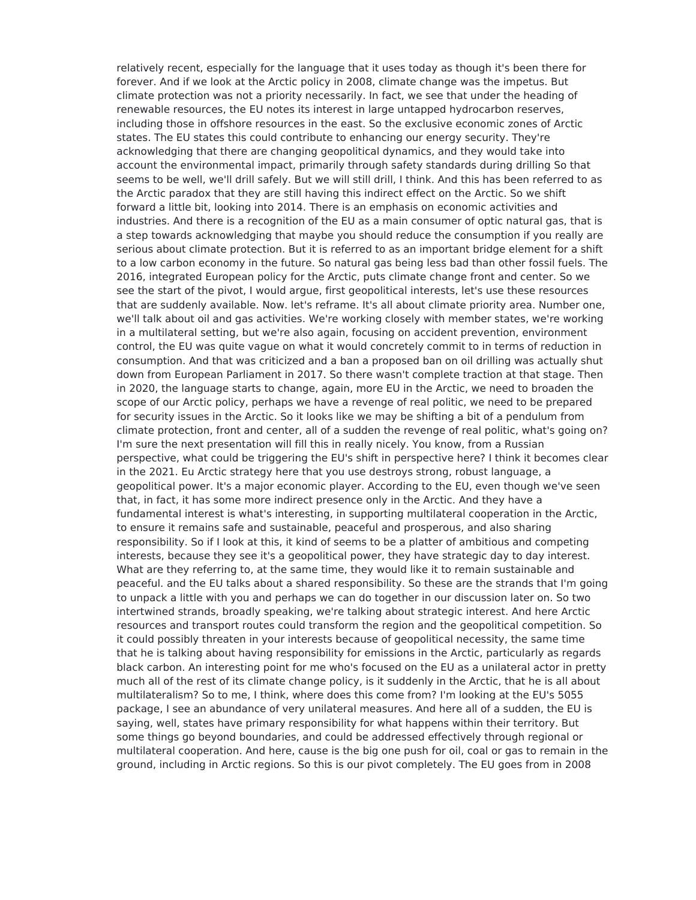relatively recent, especially for the language that it uses today as though it's been there for forever. And if we look at the Arctic policy in 2008, climate change was the impetus. But climate protection was not a priority necessarily. In fact, we see that under the heading of renewable resources, the EU notes its interest in large untapped hydrocarbon reserves, including those in offshore resources in the east. So the exclusive economic zones of Arctic states. The EU states this could contribute to enhancing our energy security. They're acknowledging that there are changing geopolitical dynamics, and they would take into account the environmental impact, primarily through safety standards during drilling So that seems to be well, we'll drill safely. But we will still drill, I think. And this has been referred to as the Arctic paradox that they are still having this indirect effect on the Arctic. So we shift forward a little bit, looking into 2014. There is an emphasis on economic activities and industries. And there is a recognition of the EU as a main consumer of optic natural gas, that is a step towards acknowledging that maybe you should reduce the consumption if you really are serious about climate protection. But it is referred to as an important bridge element for a shift to a low carbon economy in the future. So natural gas being less bad than other fossil fuels. The 2016, integrated European policy for the Arctic, puts climate change front and center. So we see the start of the pivot, I would argue, first geopolitical interests, let's use these resources that are suddenly available. Now. let's reframe. It's all about climate priority area. Number one, we'll talk about oil and gas activities. We're working closely with member states, we're working in a multilateral setting, but we're also again, focusing on accident prevention, environment control, the EU was quite vague on what it would concretely commit to in terms of reduction in consumption. And that was criticized and a ban a proposed ban on oil drilling was actually shut down from European Parliament in 2017. So there wasn't complete traction at that stage. Then in 2020, the language starts to change, again, more EU in the Arctic, we need to broaden the scope of our Arctic policy, perhaps we have a revenge of real politic, we need to be prepared for security issues in the Arctic. So it looks like we may be shifting a bit of a pendulum from climate protection, front and center, all of a sudden the revenge of real politic, what's going on? I'm sure the next presentation will fill this in really nicely. You know, from a Russian perspective, what could be triggering the EU's shift in perspective here? I think it becomes clear in the 2021. Eu Arctic strategy here that you use destroys strong, robust language, a geopolitical power. It's a major economic player. According to the EU, even though we've seen that, in fact, it has some more indirect presence only in the Arctic. And they have a fundamental interest is what's interesting, in supporting multilateral cooperation in the Arctic, to ensure it remains safe and sustainable, peaceful and prosperous, and also sharing responsibility. So if I look at this, it kind of seems to be a platter of ambitious and competing interests, because they see it's a geopolitical power, they have strategic day to day interest. What are they referring to, at the same time, they would like it to remain sustainable and peaceful. and the EU talks about a shared responsibility. So these are the strands that I'm going to unpack a little with you and perhaps we can do together in our discussion later on. So two intertwined strands, broadly speaking, we're talking about strategic interest. And here Arctic resources and transport routes could transform the region and the geopolitical competition. So it could possibly threaten in your interests because of geopolitical necessity, the same time that he is talking about having responsibility for emissions in the Arctic, particularly as regards black carbon. An interesting point for me who's focused on the EU as a unilateral actor in pretty much all of the rest of its climate change policy, is it suddenly in the Arctic, that he is all about multilateralism? So to me, I think, where does this come from? I'm looking at the EU's 5055 package, I see an abundance of very unilateral measures. And here all of a sudden, the EU is saying, well, states have primary responsibility for what happens within their territory. But some things go beyond boundaries, and could be addressed effectively through regional or multilateral cooperation. And here, cause is the big one push for oil, coal or gas to remain in the ground, including in Arctic regions. So this is our pivot completely. The EU goes from in 2008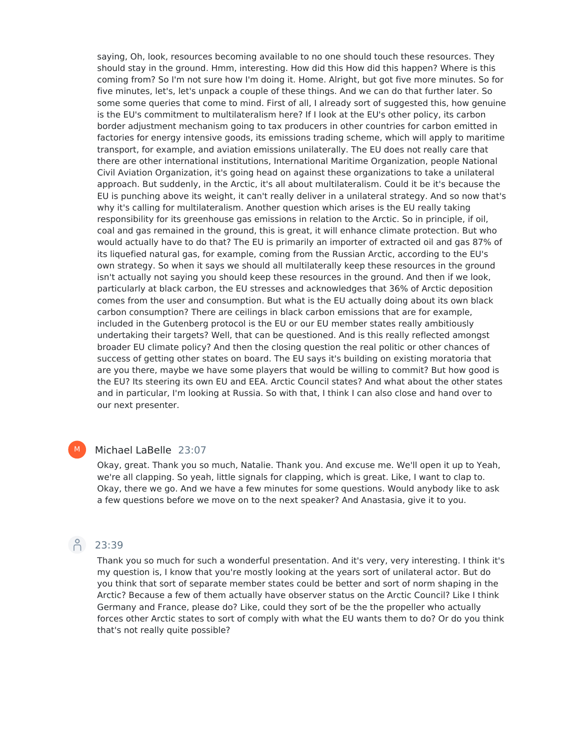saying, Oh, look, resources becoming available to no one should touch these resources. They should stay in the ground. Hmm, interesting. How did this How did this happen? Where is this coming from? So I'm not sure how I'm doing it. Home. Alright, but got five more minutes. So for five minutes, let's, let's unpack a couple of these things. And we can do that further later. So some some queries that come to mind. First of all, I already sort of suggested this, how genuine is the EU's commitment to multilateralism here? If I look at the EU's other policy, its carbon border adjustment mechanism going to tax producers in other countries for carbon emitted in factories for energy intensive goods, its emissions trading scheme, which will apply to maritime transport, for example, and aviation emissions unilaterally. The EU does not really care that there are other international institutions, International Maritime Organization, people National Civil Aviation Organization, it's going head on against these organizations to take a unilateral approach. But suddenly, in the Arctic, it's all about multilateralism. Could it be it's because the EU is punching above its weight, it can't really deliver in a unilateral strategy. And so now that's why it's calling for multilateralism. Another question which arises is the EU really taking responsibility for its greenhouse gas emissions in relation to the Arctic. So in principle, if oil, coal and gas remained in the ground, this is great, it will enhance climate protection. But who would actually have to do that? The EU is primarily an importer of extracted oil and gas 87% of its liquefied natural gas, for example, coming from the Russian Arctic, according to the EU's own strategy. So when it says we should all multilaterally keep these resources in the ground isn't actually not saying you should keep these resources in the ground. And then if we look, particularly at black carbon, the EU stresses and acknowledges that 36% of Arctic deposition comes from the user and consumption. But what is the EU actually doing about its own black carbon consumption? There are ceilings in black carbon emissions that are for example, included in the Gutenberg protocol is the EU or our EU member states really ambitiously undertaking their targets? Well, that can be questioned. And is this really reflected amongst broader EU climate policy? And then the closing question the real politic or other chances of success of getting other states on board. The EU says it's building on existing moratoria that are you there, maybe we have some players that would be willing to commit? But how good is the EU? Its steering its own EU and EEA. Arctic Council states? And what about the other states and in particular, I'm looking at Russia. So with that, I think I can also close and hand over to our next presenter.

**Michael LaBelle** 23:07

Okay, great. Thank you so much, Natalie. Thank you. And excuse me. We'll open it up to Yeah, we're all clapping. So yeah, little signals for clapping, which is great. Like, I want to clap to. Okay, there we go. And we have a few minutes for some questions. Would anybody like to ask a few questions before we move on to the next speaker? And Anastasia, give it to you.

23:39

Thank you so much for such a wonderful presentation. And it's very, very interesting. I think it's my question is, I know that you're mostly looking at the years sort of unilateral actor. But do you think that sort of separate member states could be better and sort of norm shaping in the Arctic? Because a few of them actually have observer status on the Arctic Council? Like I think Germany and France, please do? Like, could they sort of be the the propeller who actually forces other Arctic states to sort of comply with what the EU wants them to do? Or do you think that's not really quite possible?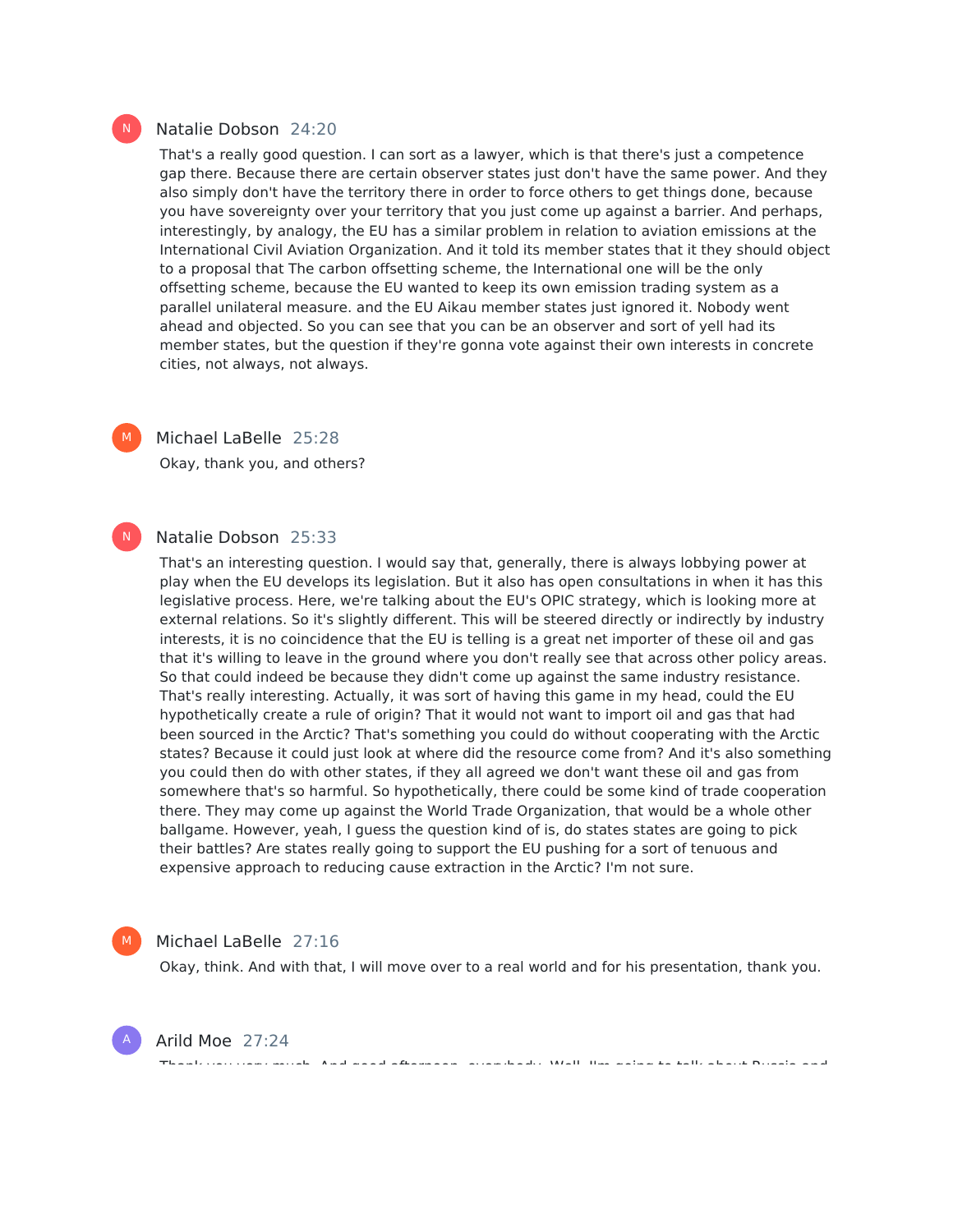**Natalie Dobson** 24:20

That's a really good question. I can sort as a lawyer, which is that there's just a competence gap there. Because there are certain observer states just don't have the same power. And they also simply don't have the territory there in order to force others to get things done, because you have sovereignty over your territory that you just come up against a barrier. And perhaps, interestingly, by analogy, the EU has a similar problem in relation to aviation emissions at the International Civil Aviation Organization. And it told its member states that it they should object to a proposal that The carbon offsetting scheme, the International one will be the only offsetting scheme, because the EU wanted to keep its own emission trading system as a parallel unilateral measure. and the EU Aikau member states just ignored it. Nobody went ahead and objected. So you can see that you can be an observer and sort of yell had its member states, but the question if they're gonna vote against their own interests in concrete cities, not always, not always.

**Michael LaBelle** 25:28

Okay, thank you, and others?

**Natalie Dobson** 25:33

That's an interesting question. I would say that, generally, there is always lobbying power at play when the EU develops its legislation. But it also has open consultations in when it has this legislative process. Here, we're talking about the EU's OPIC strategy, which is looking more at external relations. So it's slightly different. This will be steered directly or indirectly by industry interests, it is no coincidence that the EU is telling is a great net importer of these oil and gas that it's willing to leave in the ground where you don't really see that across other policy areas. So that could indeed be because they didn't come up against the same industry resistance. That's really interesting. Actually, it was sort of having this game in my head, could the EU hypothetically create a rule of origin? That it would not want to import oil and gas that had been sourced in the Arctic? That's something you could do without cooperating with the Arctic states? Because it could just look at where did the resource come from? And it's also something you could then do with other states, if they all agreed we don't want these oil and gas from somewhere that's so harmful. So hypothetically, there could be some kind of trade cooperation there. They may come up against the World Trade Organization, that would be a whole other ballgame. However, yeah, I guess the question kind of is, do states states are going to pick their battles? Are states really going to support the EU pushing for a sort of tenuous and expensive approach to reducing cause extraction in the Arctic? I'm not sure.

**Michael LaBelle** 27:16

Okay, think. And with that, I will move over to a real world and for his presentation, thank you.

**Arild Moe** 27:24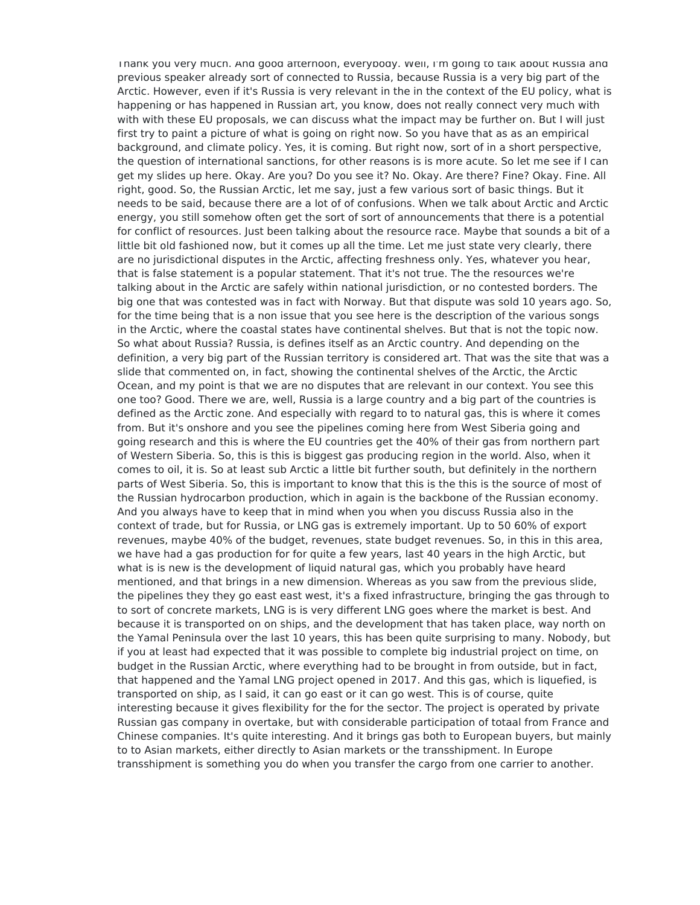Thank you very much. And good afternoon, everybody. Well, I'm going to talk about Russia and previous speaker already sort of connected to Russia, because Russia is a very big part of the Arctic. However, even if it's Russia is very relevant in the in the context of the EU policy, what is happening or has happened in Russian art, you know, does not really connect very much with with with these EU proposals, we can discuss what the impact may be further on. But I will just first try to paint a picture of what is going on right now. So you have that as as an empirical background, and climate policy. Yes, it is coming. But right now, sort of in a short perspective, the question of international sanctions, for other reasons is is more acute. So let me see if I can get my slides up here. Okay. Are you? Do you see it? No. Okay. Are there? Fine? Okay. Fine. All right, good. So, the Russian Arctic, let me say, just a few various sort of basic things. But it needs to be said, because there are a lot of of confusions. When we talk about Arctic and Arctic energy, you still somehow often get the sort of sort of announcements that there is a potential for conflict of resources. Just been talking about the resource race. Maybe that sounds a bit of a little bit old fashioned now, but it comes up all the time. Let me just state very clearly, there are no jurisdictional disputes in the Arctic, affecting freshness only. Yes, whatever you hear, that is false statement is a popular statement. That it's not true. The the resources we're talking about in the Arctic are safely within national jurisdiction, or no contested borders. The big one that was contested was in fact with Norway. But that dispute was sold 10 years ago. So, for the time being that is a non issue that you see here is the description of the various songs in the Arctic, where the coastal states have continental shelves. But that is not the topic now. So what about Russia? Russia, is defines itself as an Arctic country. And depending on the definition, a very big part of the Russian territory is considered art. That was the site that was a slide that commented on, in fact, showing the continental shelves of the Arctic, the Arctic Ocean, and my point is that we are no disputes that are relevant in our context. You see this one too? Good. There we are, well, Russia is a large country and a big part of the countries is defined as the Arctic zone. And especially with regard to to natural gas, this is where it comes from. But it's onshore and you see the pipelines coming here from West Siberia going and going research and this is where the EU countries get the 40% of their gas from northern part of Western Siberia. So, this is this is biggest gas producing region in the world. Also, when it comes to oil, it is. So at least sub Arctic a little bit further south, but definitely in the northern parts of West Siberia. So, this is important to know that this is the this is the source of most of the Russian hydrocarbon production, which in again is the backbone of the Russian economy. And you always have to keep that in mind when you when you discuss Russia also in the context of trade, but for Russia, or LNG gas is extremely important. Up to 50 60% of export revenues, maybe 40% of the budget, revenues, state budget revenues. So, in this in this area, we have had a gas production for for quite a few years, last 40 years in the high Arctic, but what is is new is the development of liquid natural gas, which you probably have heard mentioned, and that brings in a new dimension. Whereas as you saw from the previous slide, the pipelines they they go east east west, it's a fixed infrastructure, bringing the gas through to to sort of concrete markets, LNG is is very different LNG goes where the market is best. And because it is transported on on ships, and the development that has taken place, way north on the Yamal Peninsula over the last 10 years, this has been quite surprising to many. Nobody, but if you at least had expected that it was possible to complete big industrial project on time, on budget in the Russian Arctic, where everything had to be brought in from outside, but in fact, that happened and the Yamal LNG project opened in 2017. And this gas, which is liquefied, is transported on ship, as I said, it can go east or it can go west. This is of course, quite interesting because it gives flexibility for the for the sector. The project is operated by private Russian gas company in overtake, but with considerable participation of totaal from France and Chinese companies. It's quite interesting. And it brings gas both to European buyers, but mainly to to Asian markets, either directly to Asian markets or the transshipment. In Europe transshipment is something you do when you transfer the cargo from one carrier to another.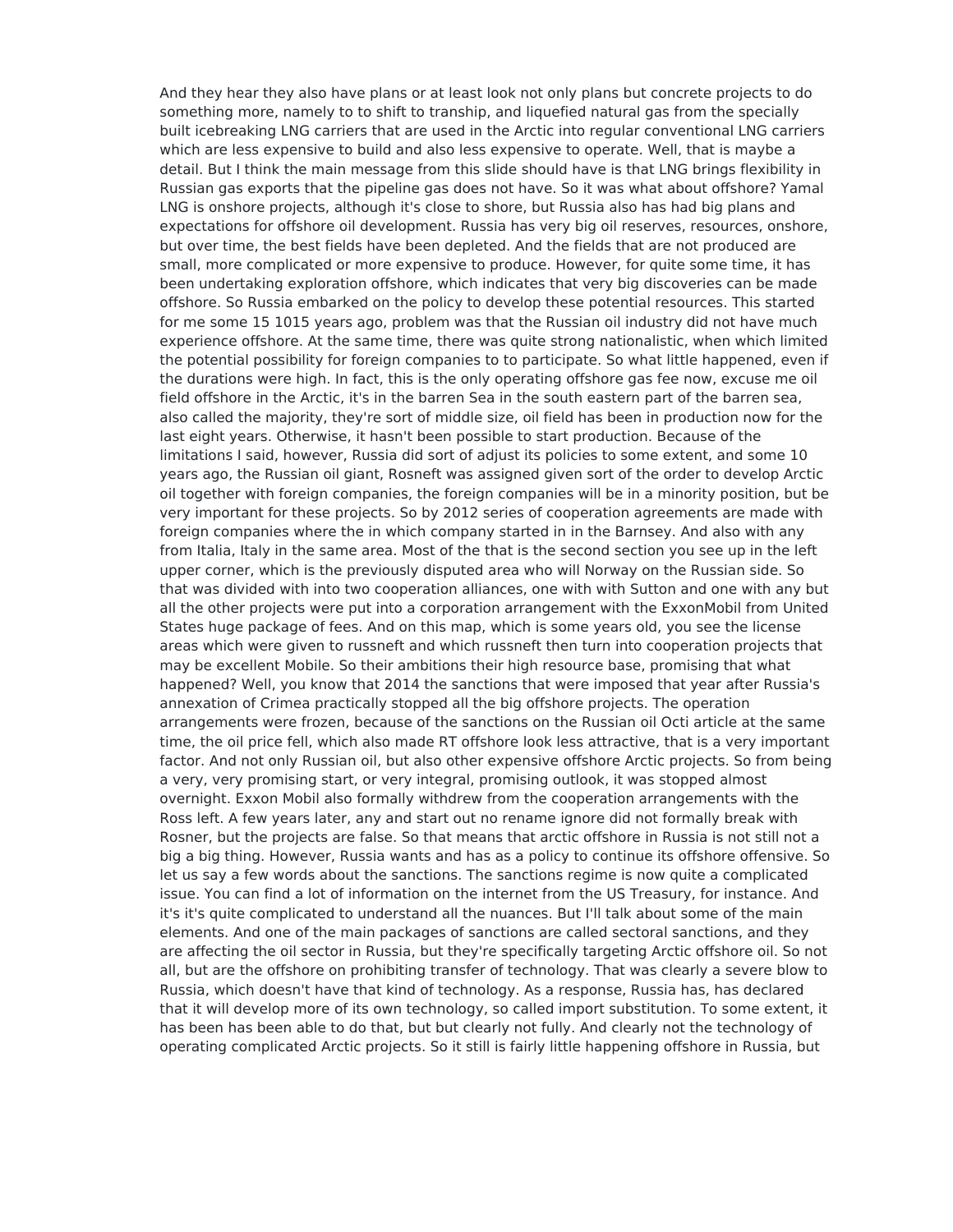And they hear they also have plans or at least look not only plans but concrete projects to do something more, namely to to shift to tranship, and liquefied natural gas from the specially built icebreaking LNG carriers that are used in the Arctic into regular conventional LNG carriers which are less expensive to build and also less expensive to operate. Well, that is maybe a detail. But I think the main message from this slide should have is that LNG brings flexibility in Russian gas exports that the pipeline gas does not have. So it was what about offshore? Yamal LNG is onshore projects, although it's close to shore, but Russia also has had big plans and expectations for offshore oil development. Russia has very big oil reserves, resources, onshore, but over time, the best fields have been depleted. And the fields that are not produced are small, more complicated or more expensive to produce. However, for quite some time, it has been undertaking exploration offshore, which indicates that very big discoveries can be made offshore. So Russia embarked on the policy to develop these potential resources. This started for me some 15 1015 years ago, problem was that the Russian oil industry did not have much experience offshore. At the same time, there was quite strong nationalistic, when which limited the potential possibility for foreign companies to to participate. So what little happened, even if the durations were high. In fact, this is the only operating offshore gas fee now, excuse me oil field offshore in the Arctic, it's in the barren Sea in the south eastern part of the barren sea, also called the majority, they're sort of middle size, oil field has been in production now for the last eight years. Otherwise, it hasn't been possible to start production. Because of the limitations I said, however, Russia did sort of adjust its policies to some extent, and some 10 years ago, the Russian oil giant, Rosneft was assigned given sort of the order to develop Arctic oil together with foreign companies, the foreign companies will be in a minority position, but be very important for these projects. So by 2012 series of cooperation agreements are made with foreign companies where the in which company started in in the Barnsey. And also with any from Italia, Italy in the same area. Most of the that is the second section you see up in the left upper corner, which is the previously disputed area who will Norway on the Russian side. So that was divided with into two cooperation alliances, one with with Sutton and one with any but all the other projects were put into a corporation arrangement with the ExxonMobil from United States huge package of fees. And on this map, which is some years old, you see the license areas which were given to russneft and which russneft then turn into cooperation projects that may be excellent Mobile. So their ambitions their high resource base, promising that what happened? Well, you know that 2014 the sanctions that were imposed that year after Russia's annexation of Crimea practically stopped all the big offshore projects. The operation arrangements were frozen, because of the sanctions on the Russian oil Octi article at the same time, the oil price fell, which also made RT offshore look less attractive, that is a very important factor. And not only Russian oil, but also other expensive offshore Arctic projects. So from being a very, very promising start, or very integral, promising outlook, it was stopped almost overnight. Exxon Mobil also formally withdrew from the cooperation arrangements with the Ross left. A few years later, any and start out no rename ignore did not formally break with Rosner, but the projects are false. So that means that arctic offshore in Russia is not still not a big a big thing. However, Russia wants and has as a policy to continue its offshore offensive. So let us say a few words about the sanctions. The sanctions regime is now quite a complicated issue. You can find a lot of information on the internet from the US Treasury, for instance. And it's it's quite complicated to understand all the nuances. But I'll talk about some of the main elements. And one of the main packages of sanctions are called sectoral sanctions, and they are affecting the oil sector in Russia, but they're specifically targeting Arctic offshore oil. So not all, but are the offshore on prohibiting transfer of technology. That was clearly a severe blow to Russia, which doesn't have that kind of technology. As a response, Russia has, has declared that it will develop more of its own technology, so called import substitution. To some extent, it has been has been able to do that, but but clearly not fully. And clearly not the technology of operating complicated Arctic projects. So it still is fairly little happening offshore in Russia, but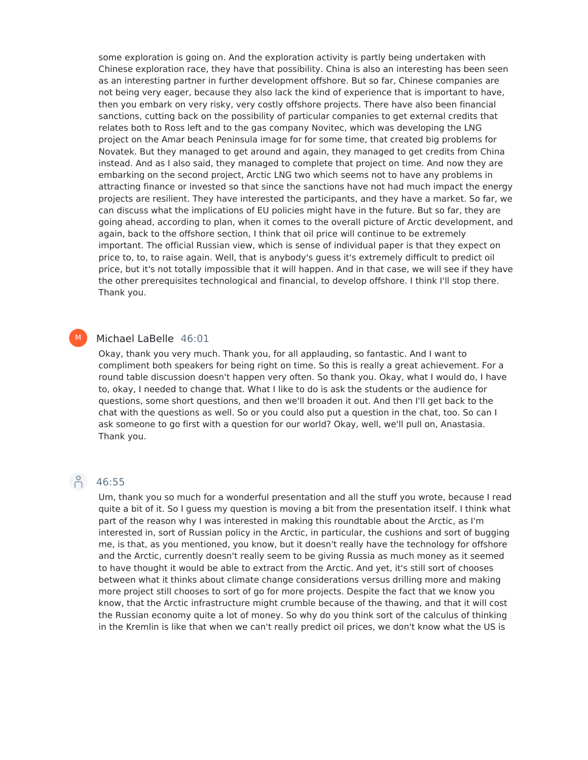some exploration is going on. And the exploration activity is partly being undertaken with Chinese exploration race, they have that possibility. China is also an interesting has been seen as an interesting partner in further development offshore. But so far, Chinese companies are not being very eager, because they also lack the kind of experience that is important to have, then you embark on very risky, very costly offshore projects. There have also been financial sanctions, cutting back on the possibility of particular companies to get external credits that relates both to Ross left and to the gas company Novitec, which was developing the LNG project on the Amar beach Peninsula image for for some time, that created big problems for Novatek. But they managed to get around and again, they managed to get credits from China instead. And as I also said, they managed to complete that project on time. And now they are embarking on the second project, Arctic LNG two which seems not to have any problems in attracting finance or invested so that since the sanctions have not had much impact the energy projects are resilient. They have interested the participants, and they have a market. So far, we can discuss what the implications of EU policies might have in the future. But so far, they are going ahead, according to plan, when it comes to the overall picture of Arctic development, and again, back to the offshore section, I think that oil price will continue to be extremely important. The official Russian view, which is sense of individual paper is that they expect on price to, to, to raise again. Well, that is anybody's guess it's extremely difficult to predict oil price, but it's not totally impossible that it will happen. And in that case, we will see if they have the other prerequisites technological and financial, to develop offshore. I think I'll stop there. Thank you.

Michael LaBelle 46:01

Okay, thank you very much. Thank you, for all applauding, so fantastic. And I want to compliment both speakers for being right on time. So this is really a great achievement. For a round table discussion doesn't happen very often. So thank you. Okay, what I would do, I have to, okay, I needed to change that. What I like to do is ask the students or the audience for questions, some short questions, and then we'll broaden it out. And then I'll get back to the chat with the questions as well. So or you could also put a question in the chat, too. So can I ask someone to go first with a question for our world? Okay, well, we'll pull on, Anastasia. Thank you.

46:55

Um, thank you so much for a wonderful presentation and all the stuff you wrote, because I read quite a bit of it. So I guess my question is moving a bit from the presentation itself. I think what part of the reason why I was interested in making this roundtable about the Arctic, as I'm interested in, sort of Russian policy in the Arctic, in particular, the cushions and sort of bugging me, is that, as you mentioned, you know, but it doesn't really have the technology for offshore and the Arctic, currently doesn't really seem to be giving Russia as much money as it seemed to have thought it would be able to extract from the Arctic. And yet, it's still sort of chooses between what it thinks about climate change considerations versus drilling more and making more project still chooses to sort of go for more projects. Despite the fact that we know you know, that the Arctic infrastructure might crumble because of the thawing, and that it will cost the Russian economy quite a lot of money. So why do you think sort of the calculus of thinking in the Kremlin is like that when we can't really predict oil prices, we don't know what the US is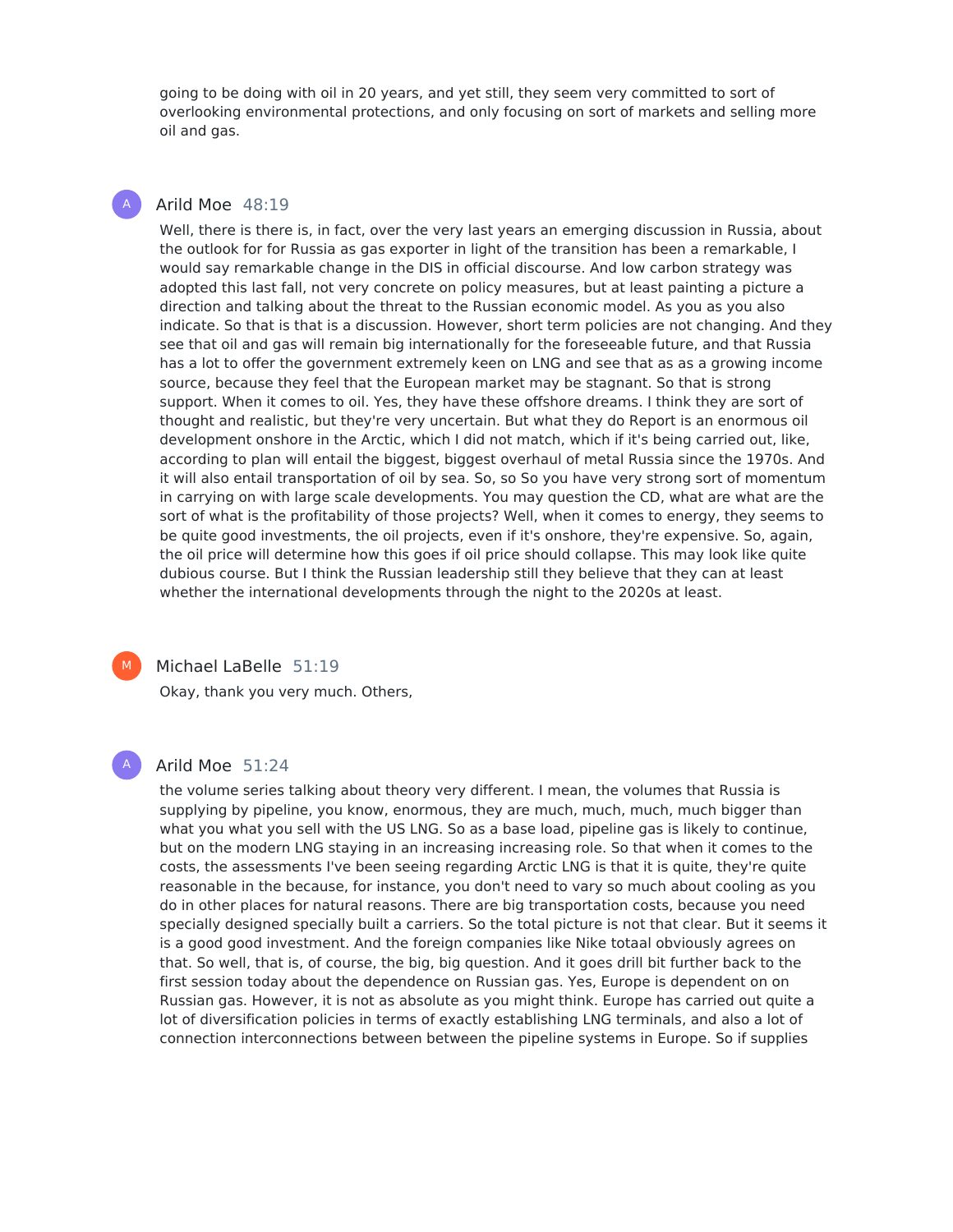going to be doing with oil in 20 years, and yet still, they seem very committed to sort of overlooking environmental protections, and only focusing on sort of markets and selling more oil and gas.

A Arild Moe 48:19

Well, there is there is, in fact, over the very last years an emerging discussion in Russia, about the outlook for for Russia as gas exporter in light of the transition has been a remarkable, I would say remarkable change in the DIS in official discourse. And low carbon strategy was adopted this last fall, not very concrete on policy measures, but at least painting a picture a direction and talking about the threat to the Russian economic model. As you as you also indicate. So that is that is a discussion. However, short term policies are not changing. And they see that oil and gas will remain big internationally for the foreseeable future, and that Russia has a lot to offer the government extremely keen on LNG and see that as as a growing income source, because they feel that the European market may be stagnant. So that is strong support. When it comes to oil. Yes, they have these offshore dreams. I think they are sort of thought and realistic, but they're very uncertain. But what they do Report is an enormous oil development onshore in the Arctic, which I did not match, which if it's being carried out, like, according to plan will entail the biggest, biggest overhaul of metal Russia since the 1970s. And it will also entail transportation of oil by sea. So, so So you have very strong sort of momentum in carrying on with large scale developments. You may question the CD, what are what are the sort of what is the profitability of those projects? Well, when it comes to energy, they seems to be quite good investments, the oil projects, even if it's onshore, they're expensive. So, again, the oil price will determine how this goes if oil price should collapse. This may look like quite dubious course. But I think the Russian leadership still they believe that they can at least whether the international developments through the night to the 2020s at least.

M Michael LaBelle 51:19

Okay, thank you very much. Others,

A Arild Moe 51:24

the volume series talking about theory very different. I mean, the volumes that Russia is supplying by pipeline, you know, enormous, they are much, much, much, much bigger than what you what you sell with the US LNG. So as a base load, pipeline gas is likely to continue, but on the modern LNG staying in an increasing increasing role. So that when it comes to the costs, the assessments I've been seeing regarding Arctic LNG is that it is quite, they're quite reasonable in the because, for instance, you don't need to vary so much about cooling as you do in other places for natural reasons. There are big transportation costs, because you need specially designed specially built a carriers. So the total picture is not that clear. But it seems it is a good good investment. And the foreign companies like Nike totaal obviously agrees on that. So well, that is, of course, the big, big question. And it goes drill bit further back to the first session today about the dependence on Russian gas. Yes, Europe is dependent on on Russian gas. However, it is not as absolute as you might think. Europe has carried out quite a lot of diversification policies in terms of exactly establishing LNG terminals, and also a lot of connection interconnections between between the pipeline systems in Europe. So if supplies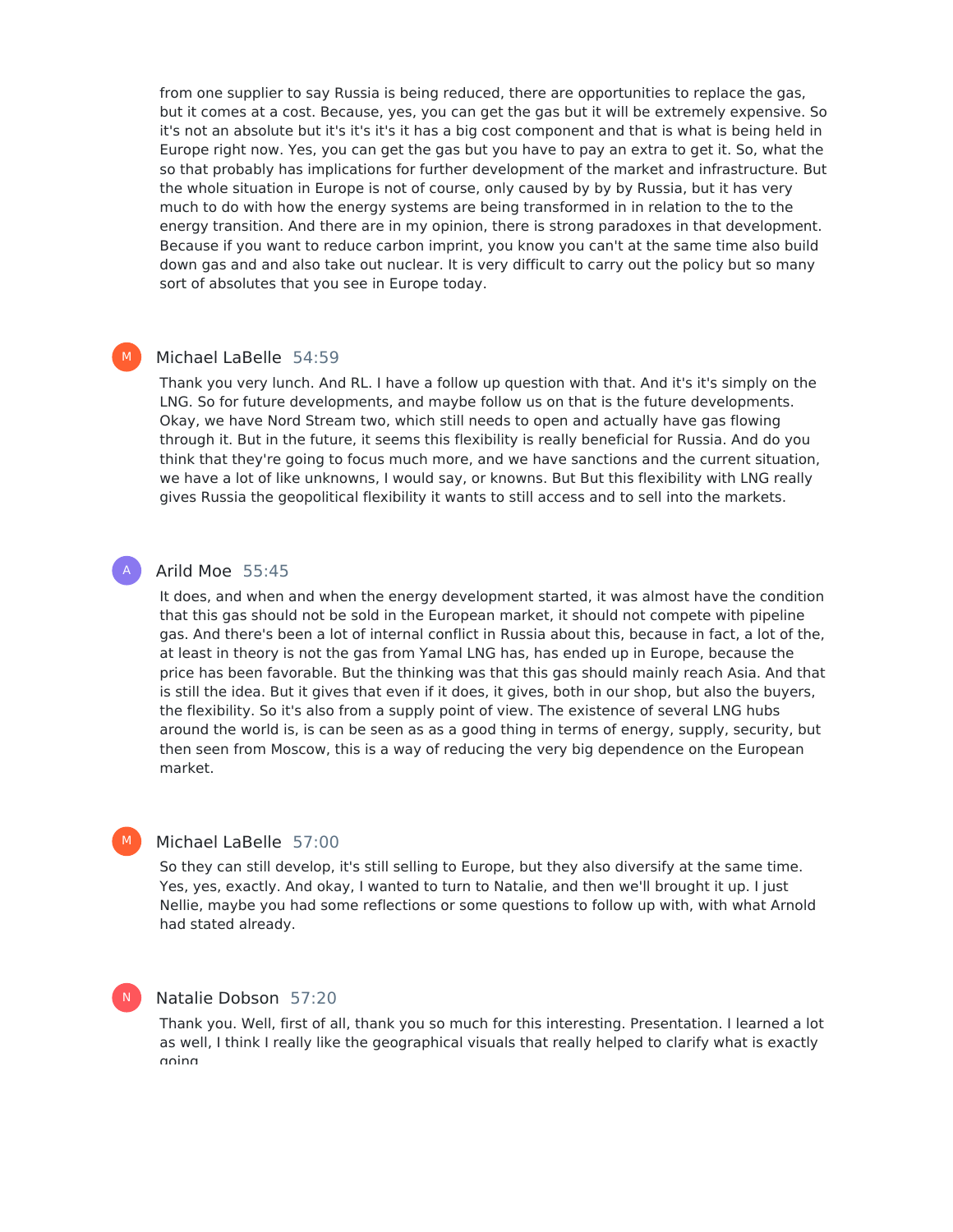from one supplier to say Russia is being reduced, there are opportunities to replace the gas, but it comes at a cost. Because, yes, you can get the gas but it will be extremely expensive. So it's not an absolute but it's it's it's it has a big cost component and that is what is being held in Europe right now. Yes, you can get the gas but you have to pay an extra to get it. So, what the so that probably has implications for further development of the market and infrastructure. But the whole situation in Europe is not of course, only caused by by by Russia, but it has very much to do with how the energy systems are being transformed in in relation to the to the energy transition. And there are in my opinion, there is strong paradoxes in that development. Because if you want to reduce carbon imprint, you know you can't at the same time also build down gas and and also take out nuclear. It is very difficult to carry out the policy but so many sort of absolutes that you see in Europe today.

**Michael LaBelle** 54:59

Thank you very lunch. And RL. I have a follow up question with that. And it's it's simply on the LNG. So for future developments, and maybe follow us on that is the future developments. Okay, we have Nord Stream two, which still needs to open and actually have gas flowing through it. But in the future, it seems this flexibility is really beneficial for Russia. And do you think that they're going to focus much more, and we have sanctions and the current situation, we have a lot of like unknowns, I would say, or knowns. But But this flexibility with LNG really gives Russia the geopolitical flexibility it wants to still access and to sell into the markets.

**Arild Moe** 55:45

It does, and when and when the energy development started, it was almost have the condition that this gas should not be sold in the European market, it should not compete with pipeline gas. And there's been a lot of internal conflict in Russia about this, because in fact, a lot of the, at least in theory is not the gas from Yamal LNG has, has ended up in Europe, because the price has been favorable. But the thinking was that this gas should mainly reach Asia. And that is still the idea. But it gives that even if it does, it gives, both in our shop, but also the buyers, the flexibility. So it's also from a supply point of view. The existence of several LNG hubs around the world is, is can be seen as as a good thing in terms of energy, supply, security, but then seen from Moscow, this is a way of reducing the very big dependence on the European market.

**Michael LaBelle** 57:00

So they can still develop, it's still selling to Europe, but they also diversify at the same time. Yes, yes, exactly. And okay, I wanted to turn to Natalie, and then we'll brought it up. I just Nellie, maybe you had some reflections or some questions to follow up with, with what Arnold had stated already.

**Natalie Dobson** 57:20

Thank you. Well, first of all, thank you so much for this interesting. Presentation. I learned a lot as well, I think I really like the geographical visuals that really helped to clarify what is exactly going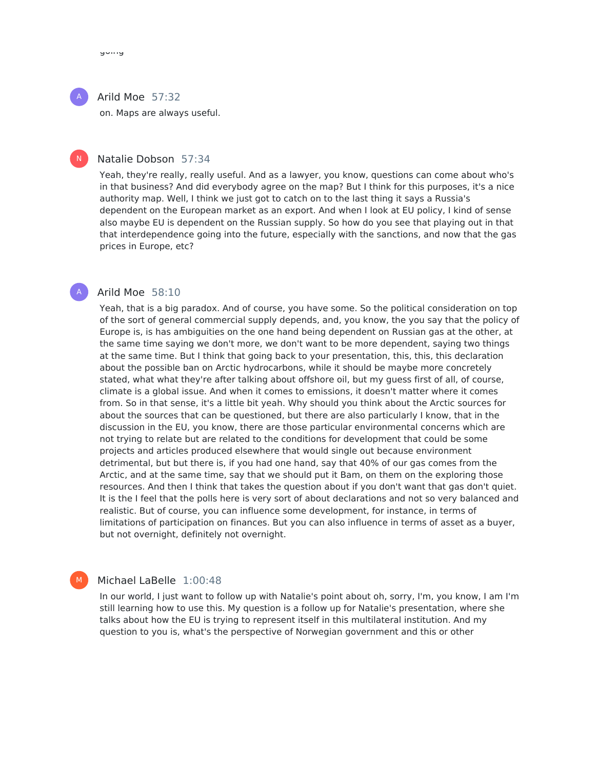going

**Arild Moe** 57:32

on. Maps are always useful.

**Natalie Dobson** 57:34

Yeah, they're really, really useful. And as a lawyer, you know, questions can come about who's in that business? And did everybody agree on the map? But I think for this purposes, it's a nice authority map. Well, I think we just got to catch on to the last thing it says a Russia's dependent on the European market as an export. And when I look at EU policy, I kind of sense also maybe EU is dependent on the Russian supply. So how do you see that playing out in that that interdependence going into the future, especially with the sanctions, and now that the gas prices in Europe, etc?

**Arild Moe** 58:10

Yeah, that is a big paradox. And of course, you have some. So the political consideration on top of the sort of general commercial supply depends, and, you know, the you say that the policy of Europe is, is has ambiguities on the one hand being dependent on Russian gas at the other, at the same time saying we don't more, we don't want to be more dependent, saying two things at the same time. But I think that going back to your presentation, this, this, this declaration about the possible ban on Arctic hydrocarbons, while it should be maybe more concretely stated, what what they're after talking about offshore oil, but my guess first of all, of course, climate is a global issue. And when it comes to emissions, it doesn't matter where it comes from. So in that sense, it's a little bit yeah. Why should you think about the Arctic sources for about the sources that can be questioned, but there are also particularly I know, that in the discussion in the EU, you know, there are those particular environmental concerns which are not trying to relate but are related to the conditions for development that could be some projects and articles produced elsewhere that would single out because environment detrimental, but but there is, if you had one hand, say that 40% of our gas comes from the Arctic, and at the same time, say that we should put it Bam, on them on the exploring those resources. And then I think that takes the question about if you don't want that gas don't quiet. It is the I feel that the polls here is very sort of about declarations and not so very balanced and realistic. But of course, you can influence some development, for instance, in terms of limitations of participation on finances. But you can also influence in terms of asset as a buyer, but not overnight, definitely not overnight.

**Michael LaBelle** 1:00:48

In our world, I just want to follow up with Natalie's point about oh, sorry, I'm, you know, I am I'm still learning how to use this. My question is a follow up for Natalie's presentation, where she talks about how the EU is trying to represent itself in this multilateral institution. And my question to you is, what's the perspective of Norwegian government and this or other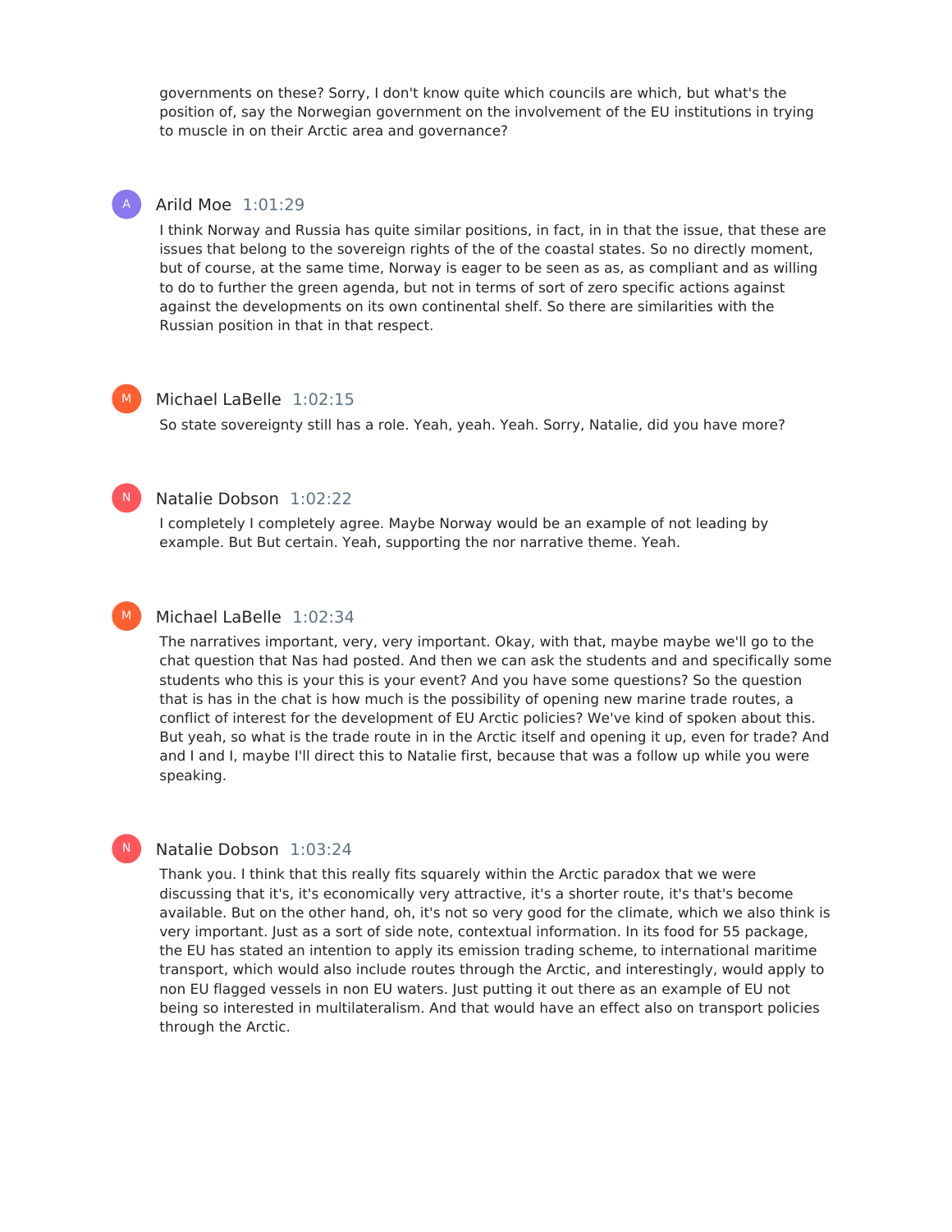governments on these? Sorry, I don't know quite which councils are which, but what's the position of, say the Norwegian government on the involvement of the EU institutions in trying to muscle in on their Arctic area and governance?

Arild Moe 1:01:29

I think Norway and Russia has quite similar positions, in fact, in in that the issue, that these are issues that belong to the sovereign rights of the of the coastal states. So no directly moment, but of course, at the same time, Norway is eager to be seen as as, as compliant and as willing to do to further the green agenda, but not in terms of sort of zero specific actions against against the developments on its own continental shelf. So there are similarities with the Russian position in that in that respect.

Michael LaBelle 1:02:15

So state sovereignty still has a role. Yeah, yeah. Yeah. Sorry, Natalie, did you have more?

Natalie Dobson 1:02:22

I completely I completely agree. Maybe Norway would be an example of not leading by example. But But certain. Yeah, supporting the nor narrative theme. Yeah.

Michael LaBelle 1:02:34

The narratives important, very, very important. Okay, with that, maybe maybe we'll go to the chat question that Nas had posted. And then we can ask the students and and specifically some students who this is your this is your event? And you have some questions? So the question that is has in the chat is how much is the possibility of opening new marine trade routes, a conflict of interest for the development of EU Arctic policies? We've kind of spoken about this. But yeah, so what is the trade route in in the Arctic itself and opening it up, even for trade? And and I and I, maybe I'll direct this to Natalie first, because that was a follow up while you were speaking.

Natalie Dobson 1:03:24

Thank you. I think that this really fits squarely within the Arctic paradox that we were discussing that it's, it's economically very attractive, it's a shorter route, it's that's become available. But on the other hand, oh, it's not so very good for the climate, which we also think is very important. Just as a sort of side note, contextual information. In its food for 55 package, the EU has stated an intention to apply its emission trading scheme, to international maritime transport, which would also include routes through the Arctic, and interestingly, would apply to non EU flagged vessels in non EU waters. Just putting it out there as an example of EU not being so interested in multilateralism. And that would have an effect also on transport policies through the Arctic.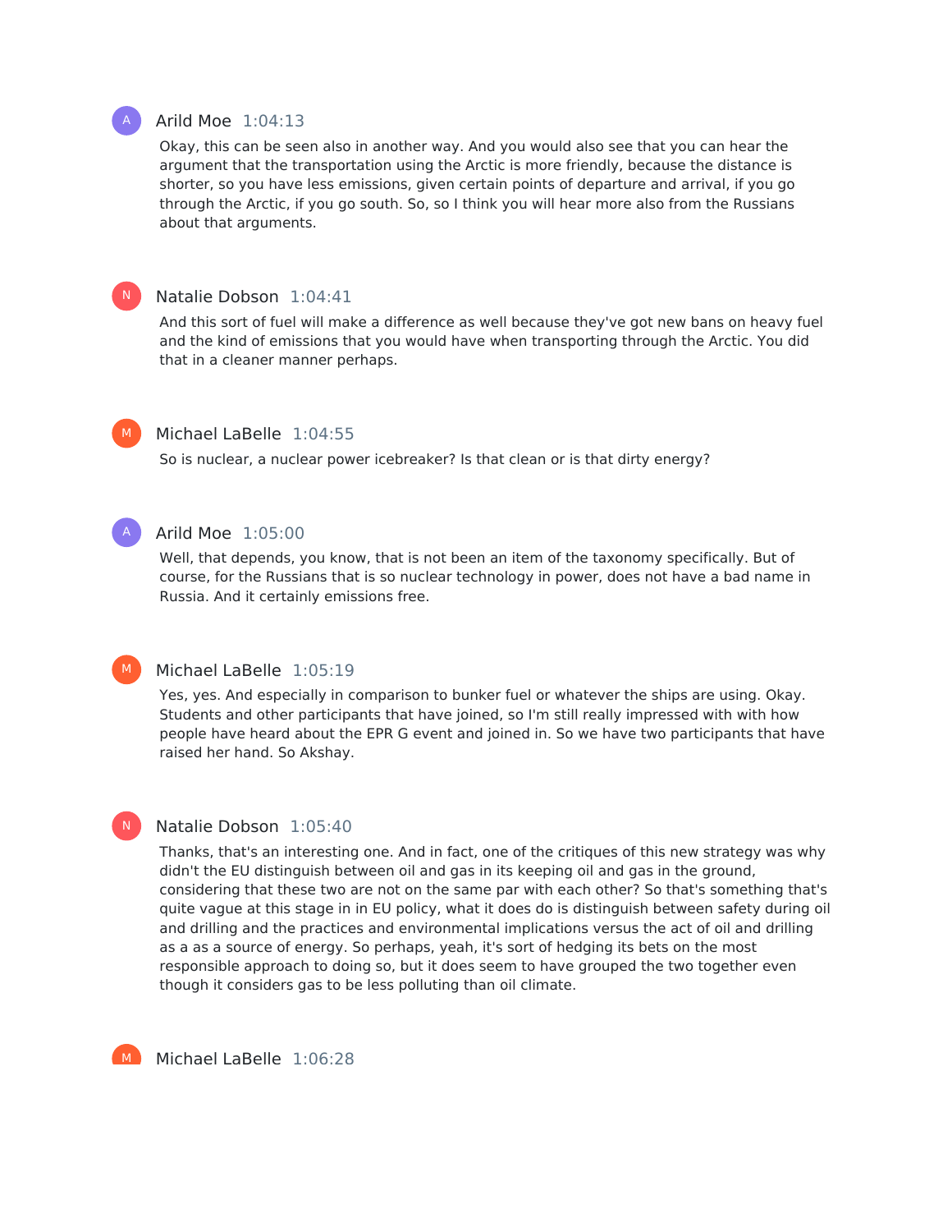**Arild Moe** 1:04:13

Okay, this can be seen also in another way. And you would also see that you can hear the argument that the transportation using the Arctic is more friendly, because the distance is shorter, so you have less emissions, given certain points of departure and arrival, if you go through the Arctic, if you go south. So, so I think you will hear more also from the Russians about that arguments.

**Natalie Dobson** 1:04:41

And this sort of fuel will make a difference as well because they've got new bans on heavy fuel and the kind of emissions that you would have when transporting through the Arctic. You did that in a cleaner manner perhaps.

**Michael LaBelle** 1:04:55

So is nuclear, a nuclear power icebreaker? Is that clean or is that dirty energy?

**Arild Moe** 1:05:00

Well, that depends, you know, that is not been an item of the taxonomy specifically. But of course, for the Russians that is so nuclear technology in power, does not have a bad name in Russia. And it certainly emissions free.

**Michael LaBelle** 1:05:19

Yes, yes. And especially in comparison to bunker fuel or whatever the ships are using. Okay. Students and other participants that have joined, so I'm still really impressed with with how people have heard about the EPR G event and joined in. So we have two participants that have raised her hand. So Akshay.

**Natalie Dobson** 1:05:40

Thanks, that's an interesting one. And in fact, one of the critiques of this new strategy was why didn't the EU distinguish between oil and gas in its keeping oil and gas in the ground, considering that these two are not on the same par with each other? So that's something that's quite vague at this stage in in EU policy, what it does do is distinguish between safety during oil and drilling and the practices and environmental implications versus the act of oil and drilling as a as a source of energy. So perhaps, yeah, it's sort of hedging its bets on the most responsible approach to doing so, but it does seem to have grouped the two together even though it considers gas to be less polluting than oil climate.

**Michael LaBelle** 1:06:28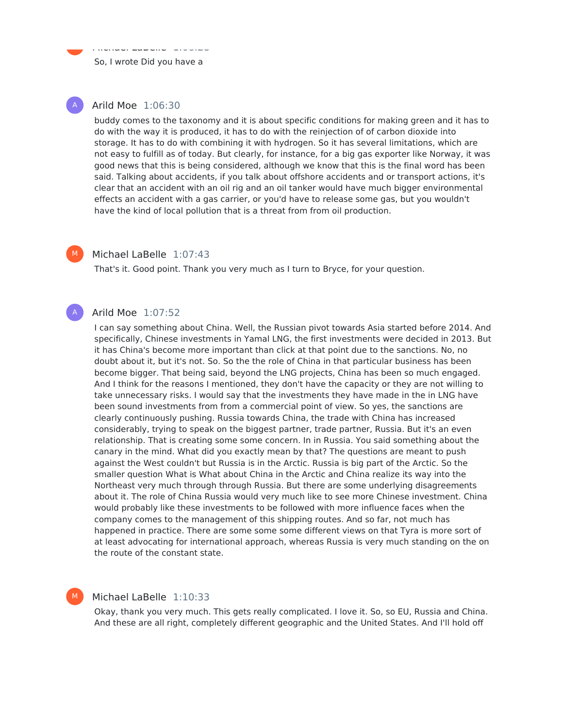So, I wrote Did you have a

**Arild Moe** 1:06:30

buddy comes to the taxonomy and it is about specific conditions for making green and it has to do with the way it is produced, it has to do with the reinjection of of carbon dioxide into storage. It has to do with combining it with hydrogen. So it has several limitations, which are not easy to fulfill as of today. But clearly, for instance, for a big gas exporter like Norway, it was good news that this is being considered, although we know that this is the final word has been said. Talking about accidents, if you talk about offshore accidents and or transport actions, it's clear that an accident with an oil rig and an oil tanker would have much bigger environmental effects an accident with a gas carrier, or you'd have to release some gas, but you wouldn't have the kind of local pollution that is a threat from from oil production.

**Michael LaBelle** 1:07:43

That's it. Good point. Thank you very much as I turn to Bryce, for your question.

**Arild Moe** 1:07:52

I can say something about China. Well, the Russian pivot towards Asia started before 2014. And specifically, Chinese investments in Yamal LNG, the first investments were decided in 2013. But it has China's become more important than click at that point due to the sanctions. No, no doubt about it, but it's not. So. So the the role of China in that particular business has been become bigger. That being said, beyond the LNG projects, China has been so much engaged. And I think for the reasons I mentioned, they don't have the capacity or they are not willing to take unnecessary risks. I would say that the investments they have made in the in LNG have been sound investments from from a commercial point of view. So yes, the sanctions are clearly continuously pushing. Russia towards China, the trade with China has increased considerably, trying to speak on the biggest partner, trade partner, Russia. But it's an even relationship. That is creating some some concern. In in Russia. You said something about the canary in the mind. What did you exactly mean by that? The questions are meant to push against the West couldn't but Russia is in the Arctic. Russia is big part of the Arctic. So the smaller question What is What about China in the Arctic and China realize its way into the Northeast very much through through Russia. But there are some underlying disagreements about it. The role of China Russia would very much like to see more Chinese investment. China would probably like these investments to be followed with more influence faces when the company comes to the management of this shipping routes. And so far, not much has happened in practice. There are some some some different views on that Tyra is more sort of at least advocating for international approach, whereas Russia is very much standing on the on the route of the constant state.

**Michael LaBelle** 1:10:33

Okay, thank you very much. This gets really complicated. I love it. So, so EU, Russia and China. And these are all right, completely different geographic and the United States. And I'll hold off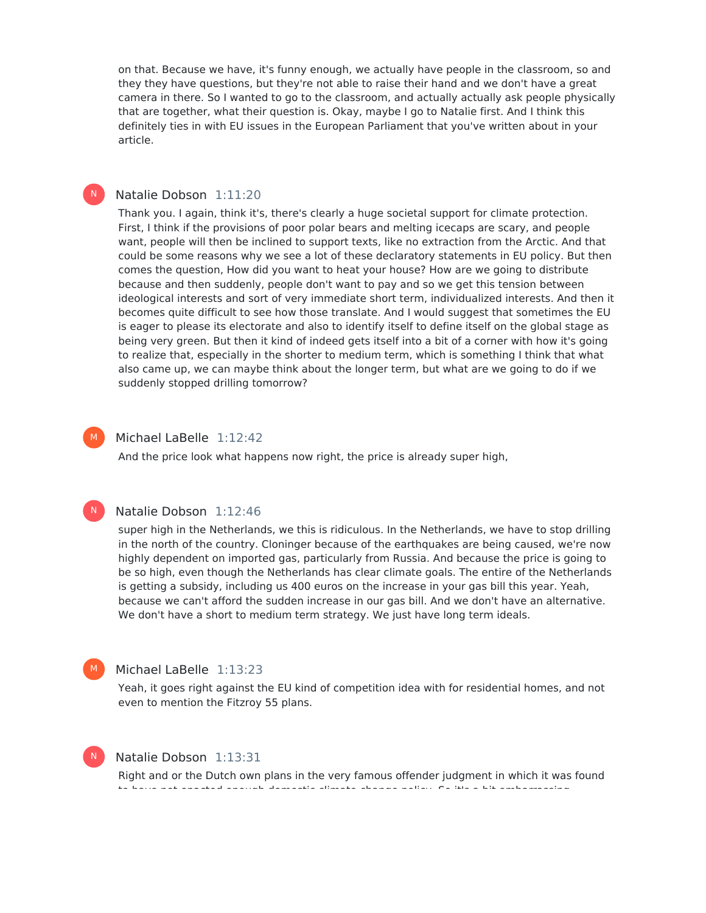on that. Because we have, it's funny enough, we actually have people in the classroom, so and they they have questions, but they're not able to raise their hand and we don't have a great camera in there. So I wanted to go to the classroom, and actually actually ask people physically that are together, what their question is. Okay, maybe I go to Natalie first. And I think this definitely ties in with EU issues in the European Parliament that you've written about in your article.

**Natalie Dobson** 1:11:20

Thank you. I again, think it's, there's clearly a huge societal support for climate protection. First, I think if the provisions of poor polar bears and melting icecaps are scary, and people want, people will then be inclined to support texts, like no extraction from the Arctic. And that could be some reasons why we see a lot of these declaratory statements in EU policy. But then comes the question, How did you want to heat your house? How are we going to distribute because and then suddenly, people don't want to pay and so we get this tension between ideological interests and sort of very immediate short term, individualized interests. And then it becomes quite difficult to see how those translate. And I would suggest that sometimes the EU is eager to please its electorate and also to identify itself to define itself on the global stage as being very green. But then it kind of indeed gets itself into a bit of a corner with how it's going to realize that, especially in the shorter to medium term, which is something I think that what also came up, we can maybe think about the longer term, but what are we going to do if we suddenly stopped drilling tomorrow?

**Michael LaBelle** 1:12:42

And the price look what happens now right, the price is already super high,

**Natalie Dobson** 1:12:46

super high in the Netherlands, we this is ridiculous. In the Netherlands, we have to stop drilling in the north of the country. Cloninger because of the earthquakes are being caused, we're now highly dependent on imported gas, particularly from Russia. And because the price is going to be so high, even though the Netherlands has clear climate goals. The entire of the Netherlands is getting a subsidy, including us 400 euros on the increase in your gas bill this year. Yeah, because we can't afford the sudden increase in our gas bill. And we don't have an alternative. We don't have a short to medium term strategy. We just have long term ideals.

**Michael LaBelle** 1:13:23

Yeah, it goes right against the EU kind of competition idea with for residential homes, and not even to mention the Fitzroy 55 plans.

**Natalie Dobson** 1:13:31

Right and or the Dutch own plans in the very famous offender judgment in which it was found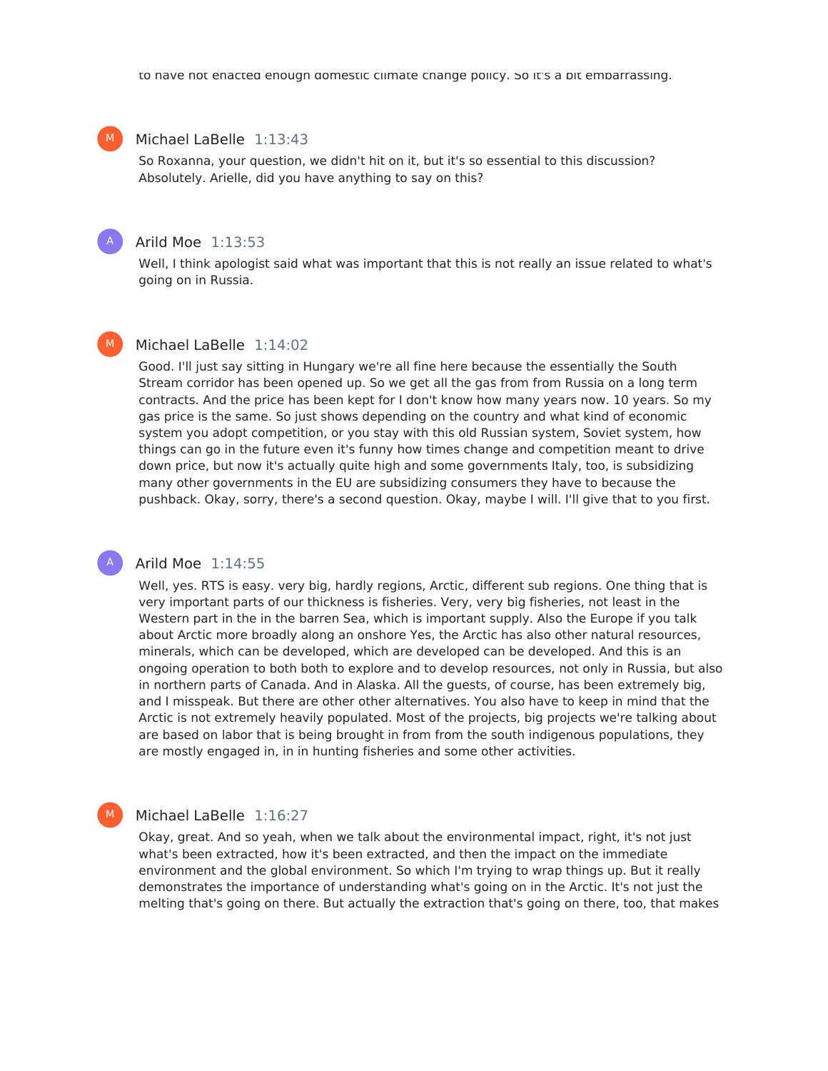to have not enacted enough domestic climate change policy. So it's a bit embarrassing.

**Michael LaBelle** 1:13:43

So Roxanna, your question, we didn't hit on it, but it's so essential to this discussion? Absolutely. Arielle, did you have anything to say on this?

**Arild Moe** 1:13:53

Well, I think apologist said what was important that this is not really an issue related to what's going on in Russia.

**Michael LaBelle** 1:14:02

Good. I'll just say sitting in Hungary we're all fine here because the essentially the South Stream corridor has been opened up. So we get all the gas from from Russia on a long term contracts. And the price has been kept for I don't know how many years now. 10 years. So my gas price is the same. So just shows depending on the country and what kind of economic system you adopt competition, or you stay with this old Russian system, Soviet system, how things can go in the future even it's funny how times change and competition meant to drive down price, but now it's actually quite high and some governments Italy, too, is subsidizing many other governments in the EU are subsidizing consumers they have to because the pushback. Okay, sorry, there's a second question. Okay, maybe I will. I'll give that to you first.

**Arild Moe** 1:14:55

Well, yes. RTS is easy. very big, hardly regions, Arctic, different sub regions. One thing that is very important parts of our thickness is fisheries. Very, very big fisheries, not least in the Western part in the in the barren Sea, which is important supply. Also the Europe if you talk about Arctic more broadly along an onshore Yes, the Arctic has also other natural resources, minerals, which can be developed, which are developed can be developed. And this is an ongoing operation to both both to explore and to develop resources, not only in Russia, but also in northern parts of Canada. And in Alaska. All the guests, of course, has been extremely big, and I misspeak. But there are other other alternatives. You also have to keep in mind that the Arctic is not extremely heavily populated. Most of the projects, big projects we're talking about are based on labor that is being brought in from from the south indigenous populations, they are mostly engaged in, in in hunting fisheries and some other activities.

**Michael LaBelle** 1:16:27

Okay, great. And so yeah, when we talk about the environmental impact, right, it's not just what's been extracted, how it's been extracted, and then the impact on the immediate environment and the global environment. So which I'm trying to wrap things up. But it really demonstrates the importance of understanding what's going on in the Arctic. It's not just the melting that's going on there. But actually the extraction that's going on there, too, that makes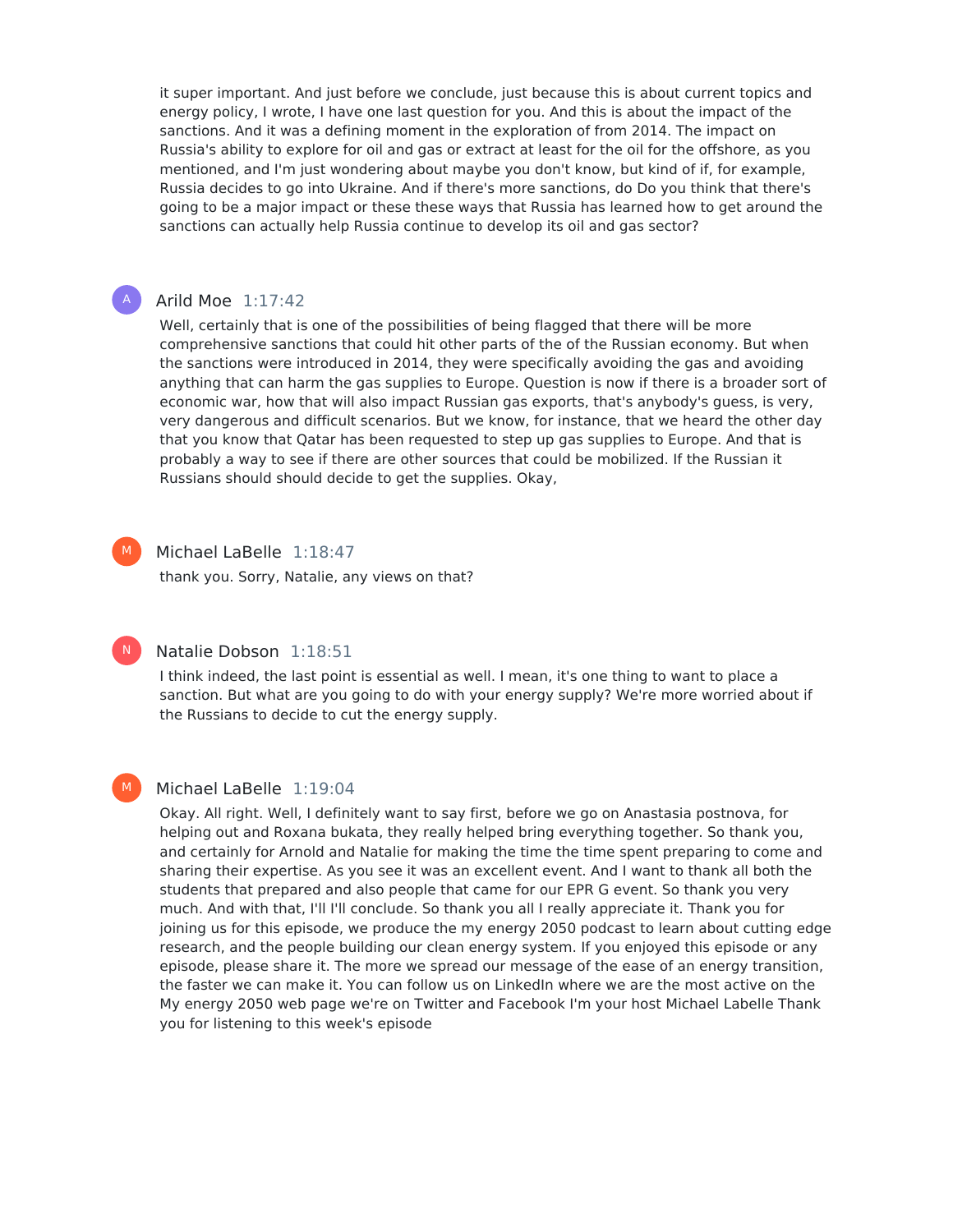it super important. And just before we conclude, just because this is about current topics and energy policy, I wrote, I have one last question for you. And this is about the impact of the sanctions. And it was a defining moment in the exploration of from 2014. The impact on Russia's ability to explore for oil and gas or extract at least for the oil for the offshore, as you mentioned, and I'm just wondering about maybe you don't know, but kind of if, for example, Russia decides to go into Ukraine. And if there's more sanctions, do Do you think that there's going to be a major impact or these these ways that Russia has learned how to get around the sanctions can actually help Russia continue to develop its oil and gas sector?

Arild Moe 1:17:42

Well, certainly that is one of the possibilities of being flagged that there will be more comprehensive sanctions that could hit other parts of the of the Russian economy. But when the sanctions were introduced in 2014, they were specifically avoiding the gas and avoiding anything that can harm the gas supplies to Europe. Question is now if there is a broader sort of economic war, how that will also impact Russian gas exports, that's anybody's guess, is very, very dangerous and difficult scenarios. But we know, for instance, that we heard the other day that you know that Qatar has been requested to step up gas supplies to Europe. And that is probably a way to see if there are other sources that could be mobilized. If the Russian it Russians should should decide to get the supplies. Okay,

Michael LaBelle 1:18:47

thank you. Sorry, Natalie, any views on that?

Natalie Dobson 1:18:51

I think indeed, the last point is essential as well. I mean, it's one thing to want to place a sanction. But what are you going to do with your energy supply? We're more worried about if the Russians to decide to cut the energy supply.

Michael LaBelle 1:19:04

Okay. All right. Well, I definitely want to say first, before we go on Anastasia postnova, for helping out and Roxana bukata, they really helped bring everything together. So thank you, and certainly for Arnold and Natalie for making the time the time spent preparing to come and sharing their expertise. As you see it was an excellent event. And I want to thank all both the students that prepared and also people that came for our EPR G event. So thank you very much. And with that, I'll I'll conclude. So thank you all I really appreciate it. Thank you for joining us for this episode, we produce the my energy 2050 podcast to learn about cutting edge research, and the people building our clean energy system. If you enjoyed this episode or any episode, please share it. The more we spread our message of the ease of an energy transition, the faster we can make it. You can follow us on LinkedIn where we are the most active on the My energy 2050 web page we're on Twitter and Facebook I'm your host Michael Labelle Thank you for listening to this week's episode